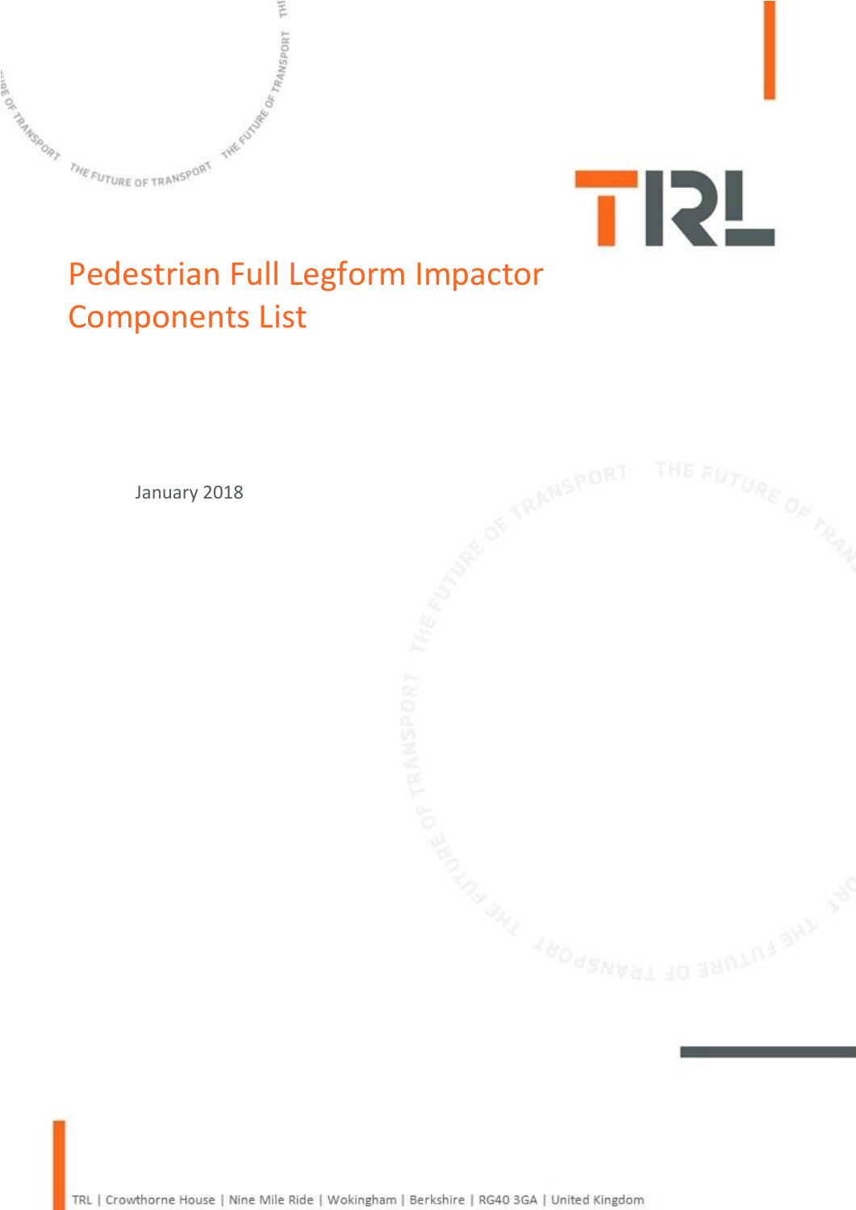# Pedestrian Full Legform Impactor Components List

January 2018

TRL | Crowthorne House | Nine Mile Ride | Wokingham | Berkshire | RG40 3GA | United Kingdom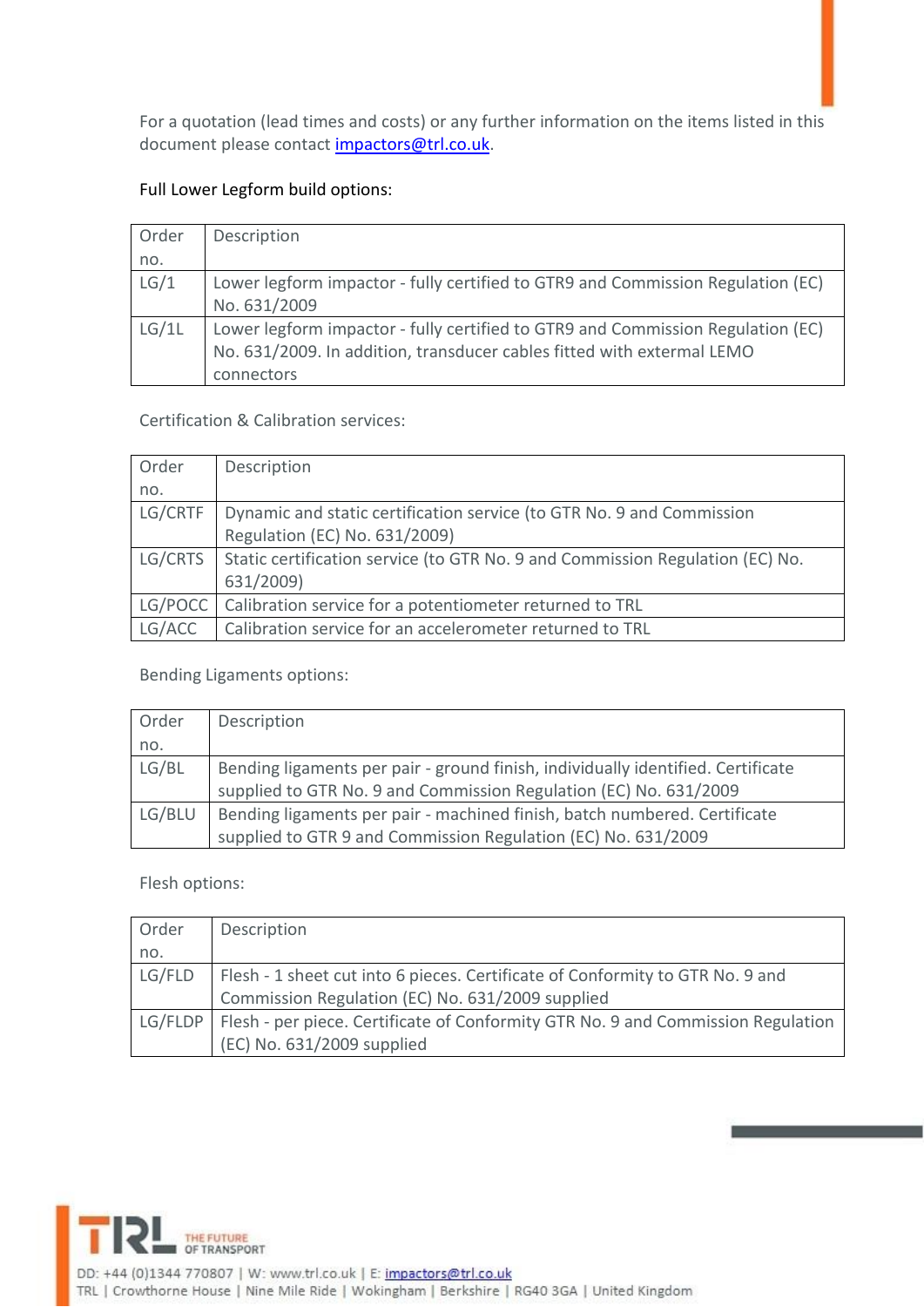For a quotation (lead times and costs) or any further information on the items listed in this document please contact impactors@trl.co.uk.

Full Lower Legform build options:

| Order no. | Description |
|---|---|
| LG/1 | Lower legform impactor - fully certified to GTR9 and Commission Regulation (EC) No. 631/2009 |
| LG/1L | Lower legform impactor - fully certified to GTR9 and Commission Regulation (EC) No. 631/2009. In addition, transducer cables fitted with external LEMO connectors |

Certification & Calibration services:

| Order no. | Description |
|---|---|
| LG/CRTF | Dynamic and static certification service (to GTR No. 9 and Commission Regulation (EC) No. 631/2009) |
| LG/CRTS | Static certification service (to GTR No. 9 and Commission Regulation (EC) No. 631/2009) |
| LG/POCC | Calibration service for a potentiometer returned to TRL |
| LG/ACC | Calibration service for an accelerometer returned to TRL |

Bending Ligaments options:

| Order no. | Description |
|---|---|
| LG/BL | Bending ligaments per pair - ground finish, individually identified. Certificate supplied to GTR No. 9 and Commission Regulation (EC) No. 631/2009 |
| LG/BLU | Bending ligaments per pair - machined finish, batch numbered. Certificate supplied to GTR 9 and Commission Regulation (EC) No. 631/2009 |

Flesh options:

| Order no. | Description |
|---|---|
| LG/FLD | Flesh - 1 sheet cut into 6 pieces. Certificate of Conformity to GTR No. 9 and Commission Regulation (EC) No. 631/2009 supplied |
| LG/FLDP | Flesh - per piece. Certificate of Conformity GTR No. 9 and Commission Regulation (EC) No. 631/2009 supplied |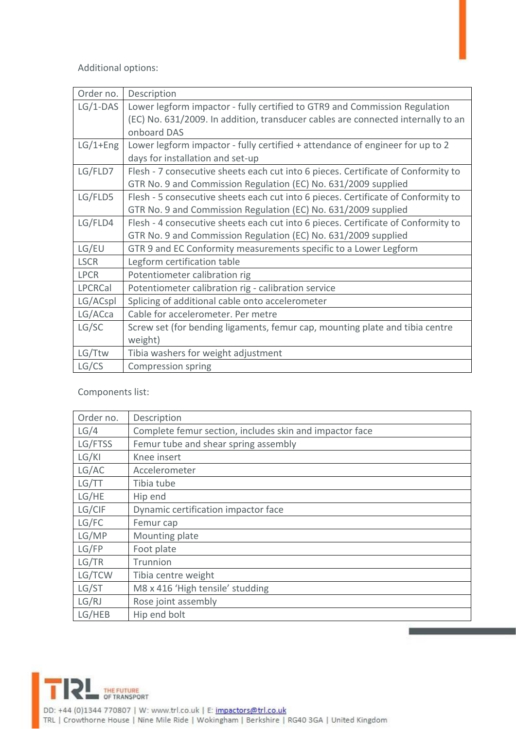Additional options:

| Order no. | Description |
| --- | --- |
| LG/1-DAS | Lower legform impactor - fully certified to GTR9 and Commission Regulation (EC) No. 631/2009. In addition, transducer cables are connected internally to an onboard DAS |
| LG/1+Eng | Lower legform impactor - fully certified + attendance of engineer for up to 2 days for installation and set-up |
| LG/FLD7 | Flesh - 7 consecutive sheets each cut into 6 pieces. Certificate of Conformity to GTR No. 9 and Commission Regulation (EC) No. 631/2009 supplied |
| LG/FLD5 | Flesh - 5 consecutive sheets each cut into 6 pieces. Certificate of Conformity to GTR No. 9 and Commission Regulation (EC) No. 631/2009 supplied |
| LG/FLD4 | Flesh - 4 consecutive sheets each cut into 6 pieces. Certificate of Conformity to GTR No. 9 and Commission Regulation (EC) No. 631/2009 supplied |
| LG/EU | GTR 9 and EC Conformity measurements specific to a Lower Legform |
| LSCR | Legform certification table |
| LPCR | Potentiometer calibration rig |
| LPCRCal | Potentiometer calibration rig - calibration service |
| LG/ACspl | Splicing of additional cable onto accelerometer |
| LG/ACca | Cable for accelerometer. Per metre |
| LG/SC | Screw set (for bending ligaments, femur cap, mounting plate and tibia centre weight) |
| LG/Ttw | Tibia washers for weight adjustment |
| LG/CS | Compression spring |

Components list:

| Order no. | Description |
| --- | --- |
| LG/4 | Complete femur section, includes skin and impactor face |
| LG/FTSS | Femur tube and shear spring assembly |
| LG/KI | Knee insert |
| LG/AC | Accelerometer |
| LG/TT | Tibia tube |
| LG/HE | Hip end |
| LG/CIF | Dynamic certification impactor face |
| LG/FC | Femur cap |
| LG/MP | Mounting plate |
| LG/FP | Foot plate |
| LG/TR | Trunnion |
| LG/TCW | Tibia centre weight |
| LG/ST | M8 x 416 'High tensile' studding |
| LG/RJ | Rose joint assembly |
| LG/HEB | Hip end bolt |

DD: +44 (0)1344 770807 | W: www.trl.co.uk | E: impactors@trl.co.uk
TRL | Crowthorne House | Nine Mile Ride | Wokingham | Berkshire | RG40 3GA | United Kingdom